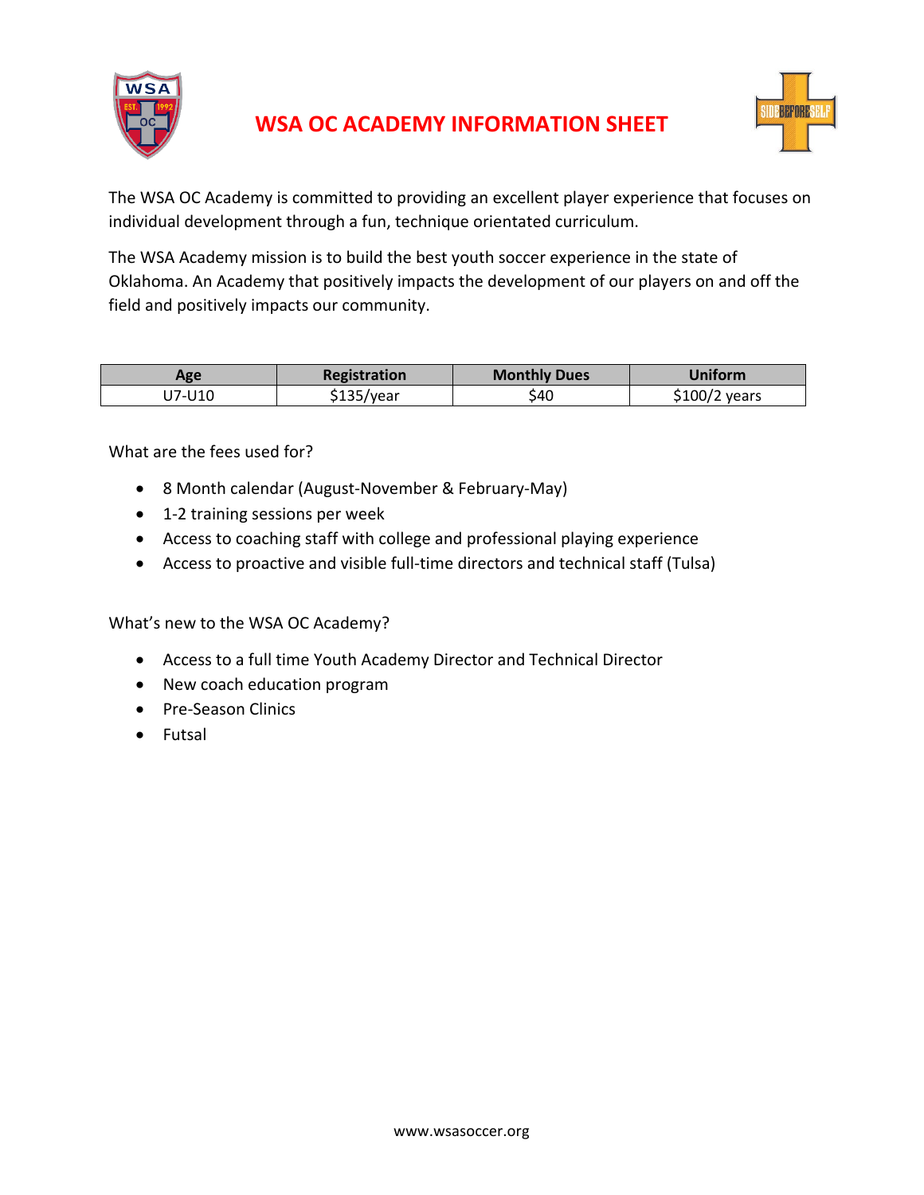# WSA OC ACADEMY INFORMATION SHEET

The WSA OC Academy is committed to providing an excellent player experience that focuses on individual development through a fun, technique orientated curriculum.

The WSA Academy mission is to build the best youth soccer experience in the state of Oklahoma. An Academy that positively impacts the development of our players on and off the field and positively impacts our community.

| Age | Registration | Monthly Dues | Uniform |
|---|---|---|---|
| U7-U10 | $135/year | $40 | $100/2 years |

What are the fees used for?

- 8 Month calendar (August-November & February-May)
- 1-2 training sessions per week
- Access to coaching staff with college and professional playing experience
- Access to proactive and visible full-time directors and technical staff (Tulsa)

What's new to the WSA OC Academy?

- Access to a full time Youth Academy Director and Technical Director
- New coach education program
- Pre-Season Clinics
- Futsal

www.wsasoccer.org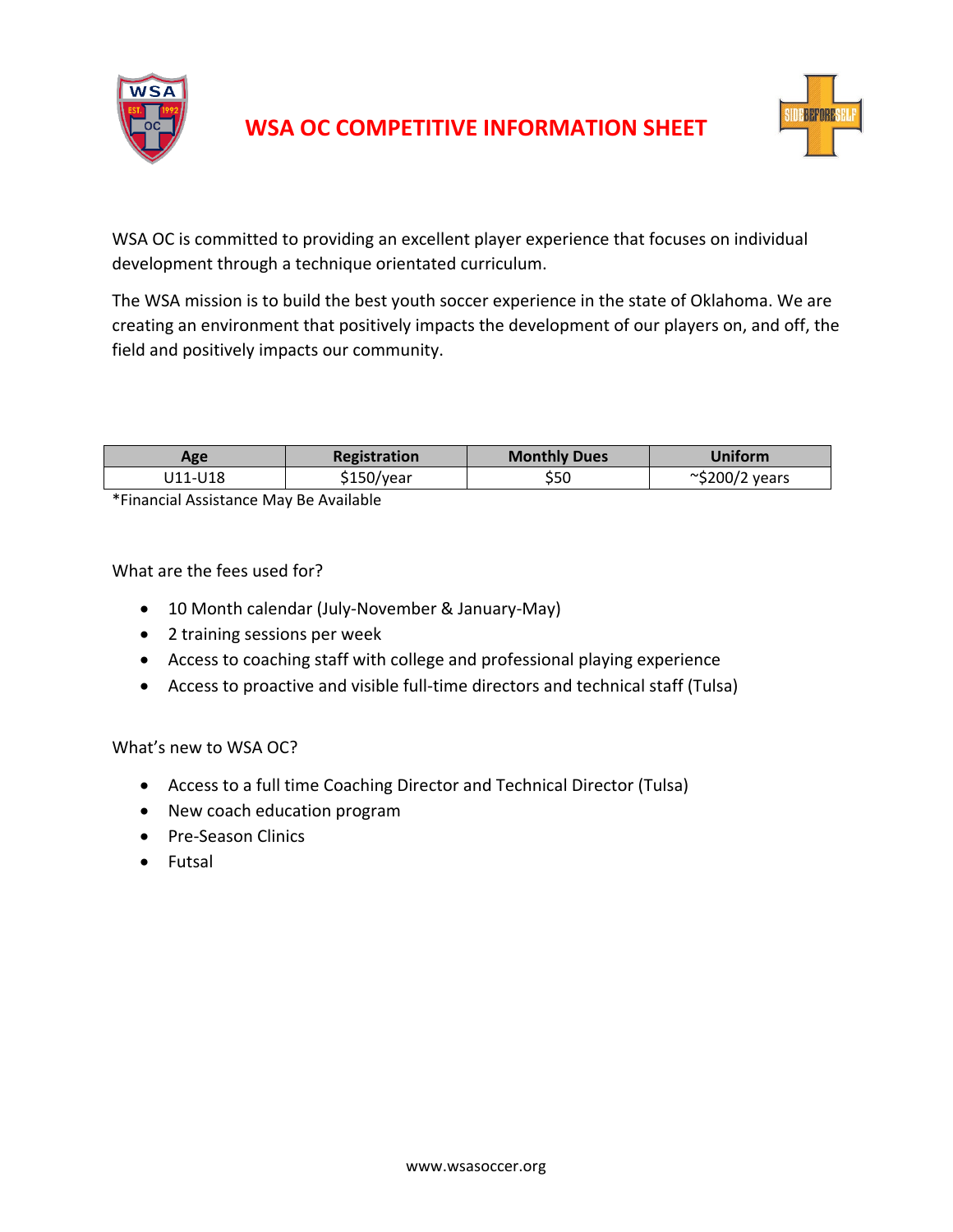# WSA OC COMPETITIVE INFORMATION SHEET

WSA OC is committed to providing an excellent player experience that focuses on individual development through a technique orientated curriculum.

The WSA mission is to build the best youth soccer experience in the state of Oklahoma. We are creating an environment that positively impacts the development of our players on, and off, the field and positively impacts our community.

| Age | Registration | Monthly Dues | Uniform |
|---|---|---|---|
| U11-U18 | $150/year | $50 | ~$200/2 years |

*Financial Assistance May Be Available

What are the fees used for?

- 10 Month calendar (July-November & January-May)
- 2 training sessions per week
- Access to coaching staff with college and professional playing experience
- Access to proactive and visible full-time directors and technical staff (Tulsa)

What's new to WSA OC?

- Access to a full time Coaching Director and Technical Director (Tulsa)
- New coach education program
- Pre-Season Clinics
- Futsal

www.wsasoccer.org